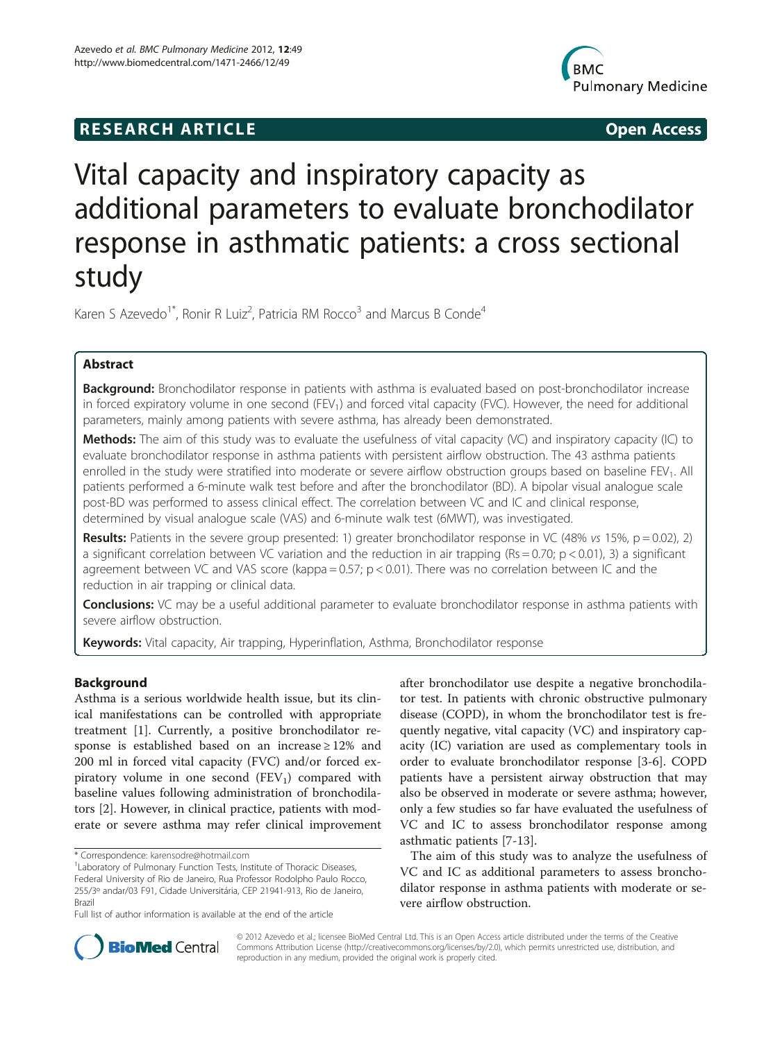**RESEARCH ARTICLE** **Open Access**

# Vital capacity and inspiratory capacity as additional parameters to evaluate bronchodilator response in asthmatic patients: a cross sectional study

Karen S Azevedo[1*], Ronir R Luiz[2], Patricia RM Rocco[3] and Marcus B Conde[4]

## Abstract

**Background:** Bronchodilator response in patients with asthma is evaluated based on post-bronchodilator increase in forced expiratory volume in one second ($FEV_1$) and forced vital capacity (FVC). However, the need for additional parameters, mainly among patients with severe asthma, has already been demonstrated.

**Methods:** The aim of this study was to evaluate the usefulness of vital capacity (VC) and inspiratory capacity (IC) to evaluate bronchodilator response in asthma patients with persistent airflow obstruction. The 43 asthma patients enrolled in the study were stratified into moderate or severe airflow obstruction groups based on baseline $FEV_1$. All patients performed a 6-minute walk test before and after the bronchodilator (BD). A bipolar visual analogue scale post-BD was performed to assess clinical effect. The correlation between VC and IC and clinical response, determined by visual analogue scale (VAS) and 6-minute walk test (6MWT), was investigated.

**Results:** Patients in the severe group presented: 1) greater bronchodilator response in VC (48% *vs* 15%, $p = 0.02$), 2) a significant correlation between VC variation and the reduction in air trapping ($Rs = 0.70$; $p < 0.01$), 3) a significant agreement between VC and VAS score ($kappa = 0.57$; $p < 0.01$). There was no correlation between IC and the reduction in air trapping or clinical data.

**Conclusions:** VC may be a useful additional parameter to evaluate bronchodilator response in asthma patients with severe airflow obstruction.

**Keywords:** Vital capacity, Air trapping, Hyperinflation, Asthma, Bronchodilator response

## Background

Asthma is a serious worldwide health issue, but its clinical manifestations can be controlled with appropriate treatment [1]. Currently, a positive bronchodilator response is established based on an increase ≥ 12% and 200 ml in forced vital capacity (FVC) and/or forced expiratory volume in one second ($FEV_1$) compared with baseline values following administration of bronchodilators [2]. However, in clinical practice, patients with moderate or severe asthma may refer clinical improvement after bronchodilator use despite a negative bronchodilator test. In patients with chronic obstructive pulmonary disease (COPD), in whom the bronchodilator test is frequently negative, vital capacity (VC) and inspiratory capacity (IC) variation are used as complementary tools in order to evaluate bronchodilator response [3-6]. COPD patients have a persistent airway obstruction that may also be observed in moderate or severe asthma; however, only a few studies so far have evaluated the usefulness of VC and IC to assess bronchodilator response among asthmatic patients [7-13].

The aim of this study was to analyze the usefulness of VC and IC as additional parameters to assess bronchodilator response in asthma patients with moderate or severe airflow obstruction.

\* Correspondence: karensodre@hotmail.com
[1]Laboratory of Pulmonary Function Tests, Institute of Thoracic Diseases, Federal University of Rio de Janeiro, Rua Professor Rodolpho Paulo Rocco, 255/3º andar/03 F91, Cidade Universitária, CEP 21941-913, Rio de Janeiro, Brazil
Full list of author information is available at the end of the article

© 2012 Azevedo et al.; licensee BioMed Central Ltd. This is an Open Access article distributed under the terms of the Creative Commons Attribution License (http://creativecommons.org/licenses/by/2.0), which permits unrestricted use, distribution, and reproduction in any medium, provided the original work is properly cited.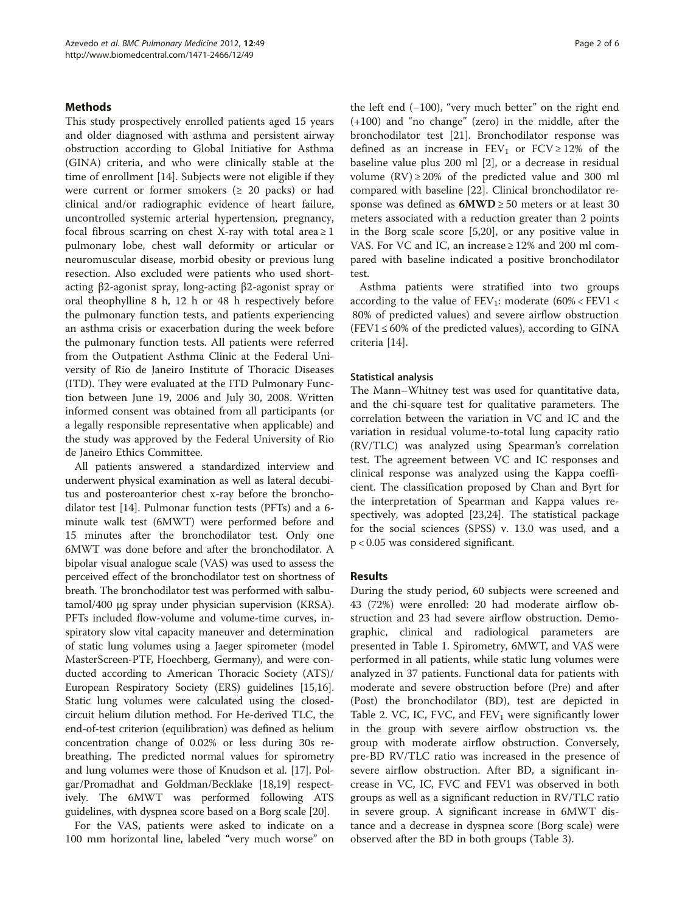## Methods

This study prospectively enrolled patients aged 15 years and older diagnosed with asthma and persistent airway obstruction according to Global Initiative for Asthma (GINA) criteria, and who were clinically stable at the time of enrollment [14]. Subjects were not eligible if they were current or former smokers (≥ 20 packs) or had clinical and/or radiographic evidence of heart failure, uncontrolled systemic arterial hypertension, pregnancy, focal fibrous scarring on chest X-ray with total area ≥ 1 pulmonary lobe, chest wall deformity or articular or neuromuscular disease, morbid obesity or previous lung resection. Also excluded were patients who used short-acting β2-agonist spray, long-acting β2-agonist spray or oral theophylline 8 h, 12 h or 48 h respectively before the pulmonary function tests, and patients experiencing an asthma crisis or exacerbation during the week before the pulmonary function tests. All patients were referred from the Outpatient Asthma Clinic at the Federal University of Rio de Janeiro Institute of Thoracic Diseases (ITD). They were evaluated at the ITD Pulmonary Function between June 19, 2006 and July 30, 2008. Written informed consent was obtained from all participants (or a legally responsible representative when applicable) and the study was approved by the Federal University of Rio de Janeiro Ethics Committee.

All patients answered a standardized interview and underwent physical examination as well as lateral decubitus and posteroanterior chest x-ray before the bronchodilator test [14]. Pulmonar function tests (PFTs) and a 6-minute walk test (6MWT) were performed before and 15 minutes after the bronchodilator test. Only one 6MWT was done before and after the bronchodilator. A bipolar visual analogue scale (VAS) was used to assess the perceived effect of the bronchodilator test on shortness of breath. The bronchodilator test was performed with salbutamol/400 μg spray under physician supervision (KRSA). PFTs included flow-volume and volume-time curves, inspiratory slow vital capacity maneuver and determination of static lung volumes using a Jaeger spirometer (model MasterScreen-PTF, Hoechberg, Germany), and were conducted according to American Thoracic Society (ATS)/ European Respiratory Society (ERS) guidelines [15,16]. Static lung volumes were calculated using the closed-circuit helium dilution method. For He-derived TLC, the end-of-test criterion (equilibration) was defined as helium concentration change of 0.02% or less during 30s rebreathing. The predicted normal values for spirometry and lung volumes were those of Knudson et al. [17]. Polgar/Promadhat and Goldman/Becklake [18,19] respectively. The 6MWT was performed following ATS guidelines, with dyspnea score based on a Borg scale [20].

For the VAS, patients were asked to indicate on a 100 mm horizontal line, labeled "very much worse" on the left end (−100), "very much better" on the right end (+100) and "no change" (zero) in the middle, after the bronchodilator test [21]. Bronchodilator response was defined as an increase in $FEV_1$ or FCV ≥ 12% of the baseline value plus 200 ml [2], or a decrease in residual volume (RV) ≥ 20% of the predicted value and 300 ml compared with baseline [22]. Clinical bronchodilator response was defined as **6MWD** ≥ 50 meters or at least 30 meters associated with a reduction greater than 2 points in the Borg scale score [5,20], or any positive value in VAS. For VC and IC, an increase ≥ 12% and 200 ml compared with baseline indicated a positive bronchodilator test.

Asthma patients were stratified into two groups according to the value of $FEV_1$: moderate (60% < FEV1 < 80% of predicted values) and severe airflow obstruction (FEV1 ≤ 60% of the predicted values), according to GINA criteria [14].

### Statistical analysis

The Mann–Whitney test was used for quantitative data, and the chi-square test for qualitative parameters. The correlation between the variation in VC and IC and the variation in residual volume-to-total lung capacity ratio (RV/TLC) was analyzed using Spearman's correlation test. The agreement between VC and IC responses and clinical response was analyzed using the Kappa coefficient. The classification proposed by Chan and Byrt for the interpretation of Spearman and Kappa values respectively, was adopted [23,24]. The statistical package for the social sciences (SPSS) v. 13.0 was used, and a $p < 0.05$ was considered significant.

## Results

During the study period, 60 subjects were screened and 43 (72%) were enrolled: 20 had moderate airflow obstruction and 23 had severe airflow obstruction. Demographic, clinical and radiological parameters are presented in Table 1. Spirometry, 6MWT, and VAS were performed in all patients, while static lung volumes were analyzed in 37 patients. Functional data for patients with moderate and severe obstruction before (Pre) and after (Post) the bronchodilator (BD), test are depicted in Table 2. VC, IC, FVC, and $FEV_1$ were significantly lower in the group with severe airflow obstruction vs. the group with moderate airflow obstruction. Conversely, pre-BD RV/TLC ratio was increased in the presence of severe airflow obstruction. After BD, a significant increase in VC, IC, FVC and FEV1 was observed in both groups as well as a significant reduction in RV/TLC ratio in severe group. A significant increase in 6MWT distance and a decrease in dyspnea score (Borg scale) were observed after the BD in both groups (Table 3).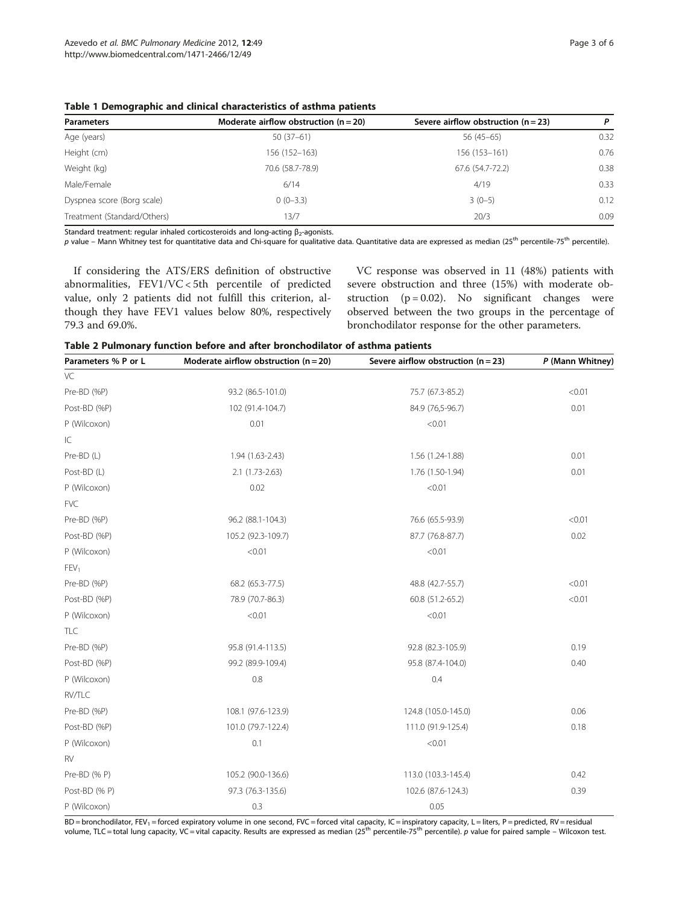**Table 1 Demographic and clinical characteristics of asthma patients**

| Parameters | Moderate airflow obstruction (n = 20) | Severe airflow obstruction (n = 23) | P |
|---|---|---|---|
| Age (years) | 50 (37–61) | 56 (45–65) | 0.32 |
| Height (cm) | 156 (152–163) | 156 (153–161) | 0.76 |
| Weight (kg) | 70.6 (58.7-78.9) | 67.6 (54.7-72.2) | 0.38 |
| Male/Female | 6/14 | 4/19 | 0.33 |
| Dyspnea score (Borg scale) | 0 (0–3.3) | 3 (0–5) | 0.12 |
| Treatment (Standard/Others) | 13/7 | 20/3 | 0.09 |

Standard treatment: regular inhaled corticosteroids and long-acting $\beta_2$-agonists.
*p* value – Mann Whitney test for quantitative data and Chi-square for qualitative data. Quantitative data are expressed as median (25th percentile-75th percentile).

If considering the ATS/ERS definition of obstructive abnormalities, FEV1/VC < 5th percentile of predicted value, only 2 patients did not fulfill this criterion, although they have FEV1 values below 80%, respectively 79.3 and 69.0%.

VC response was observed in 11 (48%) patients with severe obstruction and three (15%) with moderate obstruction (p = 0.02). No significant changes were observed between the two groups in the percentage of bronchodilator response for the other parameters.

**Table 2 Pulmonary function before and after bronchodilator of asthma patients**

| Parameters % P or L | Moderate airflow obstruction (n = 20) | Severe airflow obstruction (n = 23) | P (Mann Whitney) |
|---|---|---|---|
| VC | | | |
| Pre-BD (%P) | 93.2 (86.5-101.0) | 75.7 (67.3-85.2) | <0.01 |
| Post-BD (%P) | 102 (91.4-104.7) | 84.9 (76,5-96.7) | 0.01 |
| P (Wilcoxon) | 0.01 | <0.01 | |
| IC | | | |
| Pre-BD (L) | 1.94 (1.63-2.43) | 1.56 (1.24-1.88) | 0.01 |
| Post-BD (L) | 2.1 (1.73-2.63) | 1.76 (1.50-1.94) | 0.01 |
| P (Wilcoxon) | 0.02 | <0.01 | |
| FVC | | | |
| Pre-BD (%P) | 96.2 (88.1-104.3) | 76.6 (65.5-93.9) | <0.01 |
| Post-BD (%P) | 105.2 (92.3-109.7) | 87.7 (76.8-87.7) | 0.02 |
| P (Wilcoxon) | <0.01 | <0.01 | |
| $FEV_1$ | | | |
| Pre-BD (%P) | 68.2 (65.3-77.5) | 48.8 (42.7-55.7) | <0.01 |
| Post-BD (%P) | 78.9 (70.7-86.3) | 60.8 (51.2-65.2) | <0.01 |
| P (Wilcoxon) | <0.01 | <0.01 | |
| TLC | | | |
| Pre-BD (%P) | 95.8 (91.4-113.5) | 92.8 (82.3-105.9) | 0.19 |
| Post-BD (%P) | 99.2 (89.9-109.4) | 95.8 (87.4-104.0) | 0.40 |
| P (Wilcoxon) | 0.8 | 0.4 | |
| RV/TLC | | | |
| Pre-BD (%P) | 108.1 (97.6-123.9) | 124.8 (105.0-145.0) | 0.06 |
| Post-BD (%P) | 101.0 (79.7-122.4) | 111.0 (91.9-125.4) | 0.18 |
| P (Wilcoxon) | 0.1 | <0.01 | |
| RV | | | |
| Pre-BD (% P) | 105.2 (90.0-136.6) | 113.0 (103.3-145.4) | 0.42 |
| Post-BD (% P) | 97.3 (76.3-135.6) | 102.6 (87.6-124.3) | 0.39 |
| P (Wilcoxon) | 0.3 | 0.05 | |

BD = bronchodilator, $FEV_1$ = forced expiratory volume in one second, FVC = forced vital capacity, IC = inspiratory capacity, L = liters, P = predicted, RV = residual volume, TLC = total lung capacity, VC = vital capacity. Results are expressed as median (25th percentile-75th percentile). *p* value for paired sample – Wilcoxon test.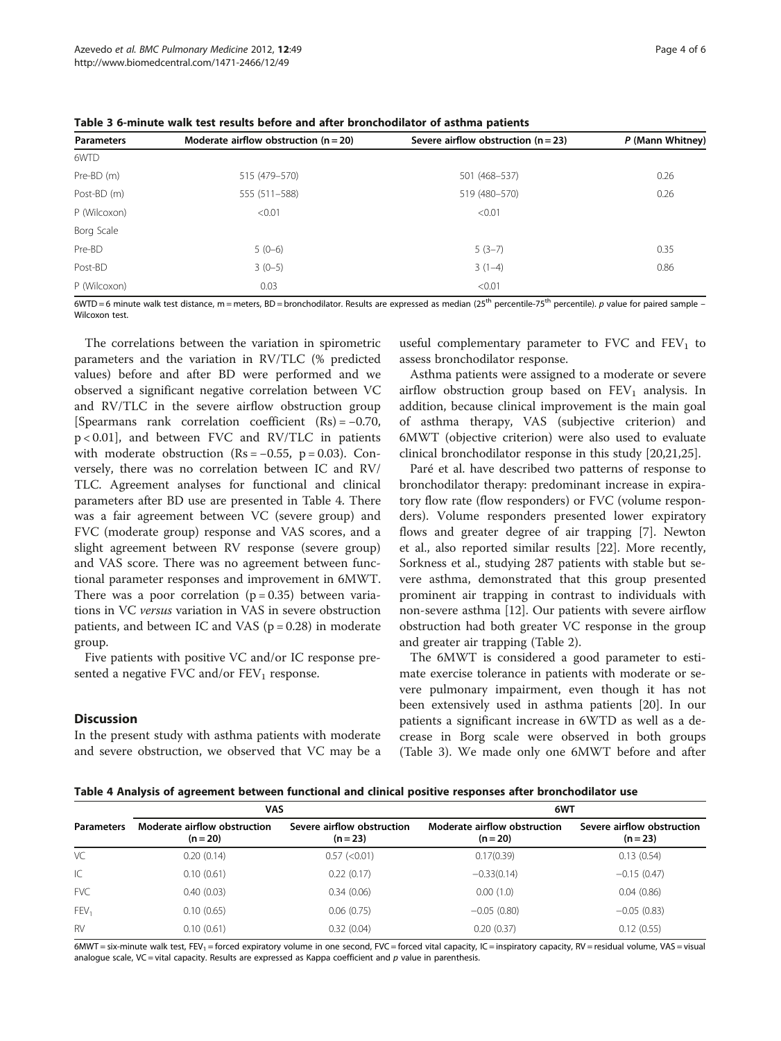**Table 3 6-minute walk test results before and after bronchodilator of asthma patients**

| Parameters | Moderate airflow obstruction (n = 20) | Severe airflow obstruction (n = 23) | *P* (Mann Whitney) |
|---|---|---|---|
| 6WTD | | | |
| Pre-BD (m) | 515 (479–570) | 501 (468–537) | 0.26 |
| Post-BD (m) | 555 (511–588) | 519 (480–570) | 0.26 |
| P (Wilcoxon) | <0.01 | <0.01 | |
| Borg Scale | | | |
| Pre-BD | 5 (0–6) | 5 (3–7) | 0.35 |
| Post-BD | 3 (0–5) | 3 (1–4) | 0.86 |
| P (Wilcoxon) | 0.03 | <0.01 | |

6WTD = 6 minute walk test distance, m = meters, BD = bronchodilator. Results are expressed as median (25th percentile-75th percentile). *p* value for paired sample – Wilcoxon test.

The correlations between the variation in spirometric parameters and the variation in RV/TLC (% predicted values) before and after BD were performed and we observed a significant negative correlation between VC and RV/TLC in the severe airflow obstruction group [Spearmans rank correlation coefficient (Rs) = −0.70, $p < 0.01$], and between FVC and RV/TLC in patients with moderate obstruction (Rs = −0.55, $p = 0.03$). Conversely, there was no correlation between IC and RV/TLC. Agreement analyses for functional and clinical parameters after BD use are presented in Table 4. There was a fair agreement between VC (severe group) and FVC (moderate group) response and VAS scores, and a slight agreement between RV response (severe group) and VAS score. There was no agreement between functional parameter responses and improvement in 6MWT. There was a poor correlation ($p = 0.35$) between variations in VC *versus* variation in VAS in severe obstruction patients, and between IC and VAS ($p = 0.28$) in moderate group.

Five patients with positive VC and/or IC response presented a negative FVC and/or $FEV_1$ response.

## Discussion

In the present study with asthma patients with moderate and severe obstruction, we observed that VC may be a useful complementary parameter to FVC and $FEV_1$ to assess bronchodilator response.

Asthma patients were assigned to a moderate or severe airflow obstruction group based on $FEV_1$ analysis. In addition, because clinical improvement is the main goal of asthma therapy, VAS (subjective criterion) and 6MWT (objective criterion) were also used to evaluate clinical bronchodilator response in this study [20,21,25].

Paré et al. have described two patterns of response to bronchodilator therapy: predominant increase in expiratory flow rate (flow responders) or FVC (volume responders). Volume responders presented lower expiratory flows and greater degree of air trapping [7]. Newton et al., also reported similar results [22]. More recently, Sorkness et al., studying 287 patients with stable but severe asthma, demonstrated that this group presented prominent air trapping in contrast to individuals with non-severe asthma [12]. Our patients with severe airflow obstruction had both greater VC response in the group and greater air trapping (Table 2).

The 6MWT is considered a good parameter to estimate exercise tolerance in patients with moderate or severe pulmonary impairment, even though it has not been extensively used in asthma patients [20]. In our patients a significant increase in 6WTD as well as a decrease in Borg scale were observed in both groups (Table 3). We made only one 6MWT before and after

**Table 4 Analysis of agreement between functional and clinical positive responses after bronchodilator use**

| Parameters | VAS | | 6WT | |
|---|---|---|---|---|
| | Moderate airflow obstruction (n = 20) | Severe airflow obstruction (n = 23) | Moderate airflow obstruction (n = 20) | Severe airflow obstruction (n = 23) |
| VC | 0.20 (0.14) | 0.57 (<0.01) | 0.17(0.39) | 0.13 (0.54) |
| IC | 0.10 (0.61) | 0.22 (0.17) | −0.33(0.14) | −0.15 (0.47) |
| FVC | 0.40 (0.03) | 0.34 (0.06) | 0.00 (1.0) | 0.04 (0.86) |
| $FEV_1$ | 0.10 (0.65) | 0.06 (0.75) | −0.05 (0.80) | −0.05 (0.83) |
| RV | 0.10 (0.61) | 0.32 (0.04) | 0.20 (0.37) | 0.12 (0.55) |

6MWT = six-minute walk test, $FEV_1$ = forced expiratory volume in one second, FVC = forced vital capacity, IC = inspiratory capacity, RV = residual volume, VAS = visual analogue scale, VC = vital capacity. Results are expressed as Kappa coefficient and *p* value in parenthesis.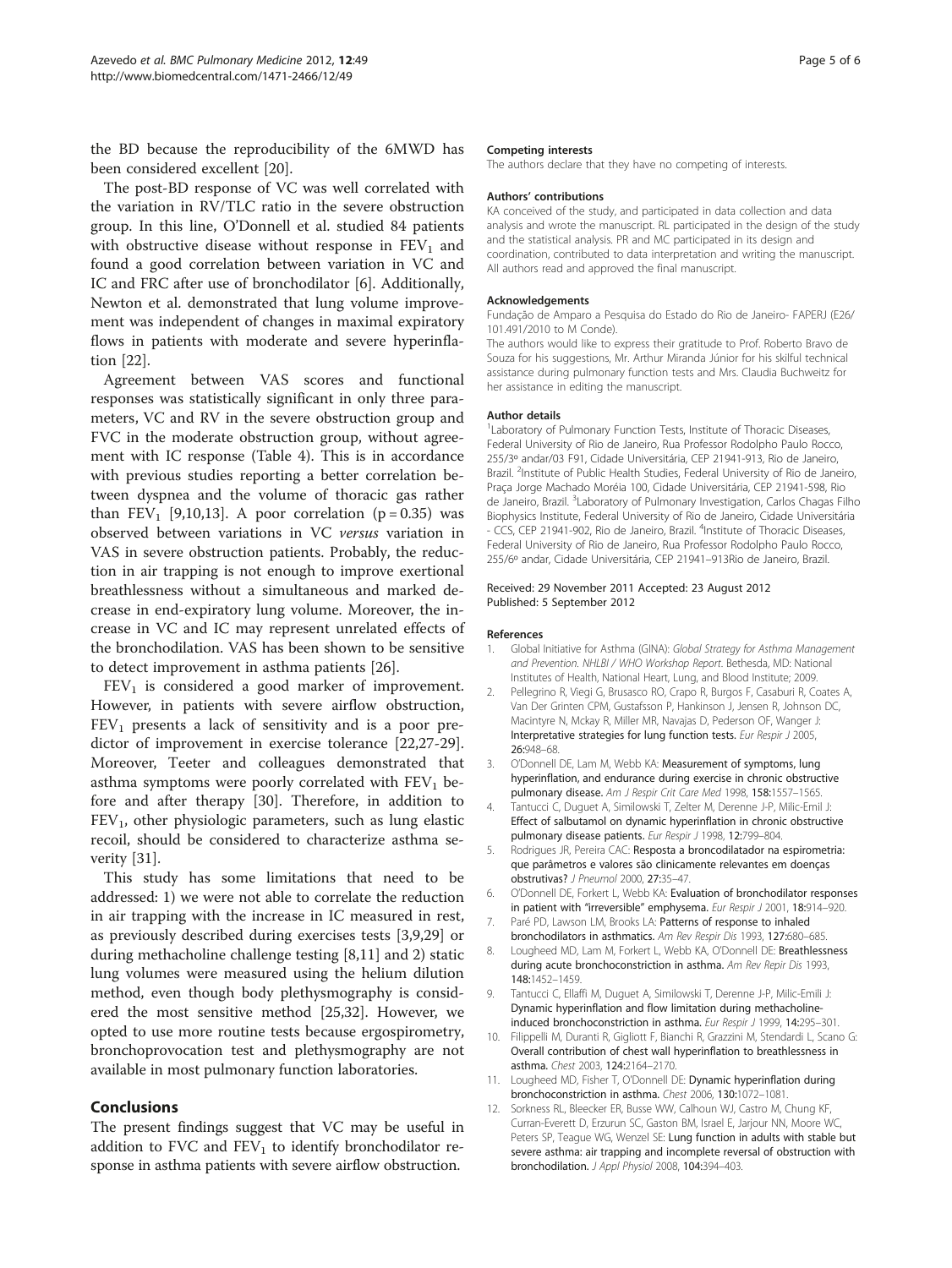the BD because the reproducibility of the 6MWD has been considered excellent [20].

The post-BD response of VC was well correlated with the variation in RV/TLC ratio in the severe obstruction group. In this line, O'Donnell et al. studied 84 patients with obstructive disease without response in $FEV_1$ and found a good correlation between variation in VC and IC and FRC after use of bronchodilator [6]. Additionally, Newton et al. demonstrated that lung volume improvement was independent of changes in maximal expiratory flows in patients with moderate and severe hyperinflation [22].

Agreement between VAS scores and functional responses was statistically significant in only three parameters, VC and RV in the severe obstruction group and FVC in the moderate obstruction group, without agreement with IC response (Table 4). This is in accordance with previous studies reporting a better correlation between dyspnea and the volume of thoracic gas rather than $FEV_1$ [9,10,13]. A poor correlation ($p = 0.35$) was observed between variations in VC *versus* variation in VAS in severe obstruction patients. Probably, the reduction in air trapping is not enough to improve exertional breathlessness without a simultaneous and marked decrease in end-expiratory lung volume. Moreover, the increase in VC and IC may represent unrelated effects of the bronchodilation. VAS has been shown to be sensitive to detect improvement in asthma patients [26].

$FEV_1$ is considered a good marker of improvement. However, in patients with severe airflow obstruction, $FEV_1$ presents a lack of sensitivity and is a poor predictor of improvement in exercise tolerance [22,27-29]. Moreover, Teeter and colleagues demonstrated that asthma symptoms were poorly correlated with $FEV_1$ before and after therapy [30]. Therefore, in addition to $FEV_1$, other physiologic parameters, such as lung elastic recoil, should be considered to characterize asthma severity [31].

This study has some limitations that need to be addressed: 1) we were not able to correlate the reduction in air trapping with the increase in IC measured in rest, as previously described during exercises tests [3,9,29] or during methacholine challenge testing [8,11] and 2) static lung volumes were measured using the helium dilution method, even though body plethysmography is considered the most sensitive method [25,32]. However, we opted to use more routine tests because ergospirometry, bronchoprovocation test and plethysmography are not available in most pulmonary function laboratories.

## Conclusions

The present findings suggest that VC may be useful in addition to FVC and $FEV_1$ to identify bronchodilator response in asthma patients with severe airflow obstruction.

#### Competing interests

The authors declare that they have no competing of interests.

#### Authors' contributions

KA conceived of the study, and participated in data collection and data analysis and wrote the manuscript. RL participated in the design of the study and the statistical analysis. PR and MC participated in its design and coordination, contributed to data interpretation and writing the manuscript. All authors read and approved the final manuscript.

#### Acknowledgements

Fundação de Amparo a Pesquisa do Estado do Rio de Janeiro- FAPERJ (E26/101.491/2010 to M Conde).

The authors would like to express their gratitude to Prof. Roberto Bravo de Souza for his suggestions, Mr. Arthur Miranda Júnior for his skilful technical assistance during pulmonary function tests and Mrs. Claudia Buchweitz for her assistance in editing the manuscript.

#### Author details

[1]Laboratory of Pulmonary Function Tests, Institute of Thoracic Diseases, Federal University of Rio de Janeiro, Rua Professor Rodolpho Paulo Rocco, 255/3º andar/03 F91, Cidade Universitária, CEP 21941-913, Rio de Janeiro, Brazil. [2]Institute of Public Health Studies, Federal University of Rio de Janeiro, Praça Jorge Machado Moréia 100, Cidade Universitária, CEP 21941-598, Rio de Janeiro, Brazil. [3]Laboratory of Pulmonary Investigation, Carlos Chagas Filho Biophysics Institute, Federal University of Rio de Janeiro, Cidade Universitária - CCS, CEP 21941-902, Rio de Janeiro, Brazil. [4]Institute of Thoracic Diseases, Federal University of Rio de Janeiro, Rua Professor Rodolpho Paulo Rocco, 255/6º andar, Cidade Universitária, CEP 21941–913Rio de Janeiro, Brazil.

Received: 29 November 2011 Accepted: 23 August 2012
Published: 5 September 2012

#### References

1. Global Initiative for Asthma (GINA): *Global Strategy for Asthma Management and Prevention. NHLBI / WHO Workshop Report*. Bethesda, MD: National Institutes of Health, National Heart, Lung, and Blood Institute; 2009.
2. Pellegrino R, Viegi G, Brusasco RO, Crapo R, Burgos F, Casaburi R, Coates A, Van Der Grinten CPM, Gustafsson P, Hankinson J, Jensen R, Johnson DC, Macintyre N, Mckay R, Miller MR, Navajas D, Pederson OF, Wanger J: **Interpretative strategies for lung function tests.** *Eur Respir J* 2005, 26:948–68.
3. O'Donnell DE, Lam M, Webb KA: **Measurement of symptoms, lung hyperinflation, and endurance during exercise in chronic obstructive pulmonary disease.** *Am J Respir Crit Care Med* 1998, 158:1557–1565.
4. Tantucci C, Duguet A, Similowski T, Zelter M, Derenne J-P, Milic-Emil J: **Effect of salbutamol on dynamic hyperinflation in chronic obstructive pulmonary disease patients.** *Eur Respir J* 1998, 12:799–804.
5. Rodrigues JR, Pereira CAC: **Resposta a broncodilatador na espirometria: que parâmetros e valores são clinicamente relevantes em doenças obstrutivas?** *J Pneumol* 2000, 27:35–47.
6. O'Donnell DE, Forkert L, Webb KA: **Evaluation of bronchodilator responses in patient with "irreversible" emphysema.** *Eur Respir J* 2001, 18:914–920.
7. Paré PD, Lawson LM, Brooks LA: **Patterns of response to inhaled bronchodilators in asthmatics.** *Am Rev Respir Dis* 1993, 127:680–685.
8. Lougheed MD, Lam M, Forkert L, Webb KA, O'Donnell DE: **Breathlessness during acute bronchoconstriction in asthma.** *Am Rev Repir Dis* 1993, 148:1452–1459.
9. Tantucci C, Ellaffi M, Duguet A, Similowski T, Derenne J-P, Milic-Emili J: **Dynamic hyperinflation and flow limitation during methacholine-induced bronchoconstriction in asthma.** *Eur Respir J* 1999, 14:295–301.
10. Filippelli M, Duranti R, Gigliott F, Bianchi R, Grazzini M, Stendardi L, Scano G: **Overall contribution of chest wall hyperinflation to breathlessness in asthma.** *Chest* 2003, 124:2164–2170.
11. Lougheed MD, Fisher T, O'Donnell DE: **Dynamic hyperinflation during bronchoconstriction in asthma.** *Chest* 2006, 130:1072–1081.
12. Sorkness RL, Bleecker ER, Busse WW, Calhoun WJ, Castro M, Chung KF, Curran-Everett D, Erzurun SC, Gaston BM, Israel E, Jarjour NN, Moore WC, Peters SP, Teague WG, Wenzel SE: **Lung function in adults with stable but severe asthma: air trapping and incomplete reversal of obstruction with bronchodilation.** *J Appl Physiol* 2008, 104:394–403.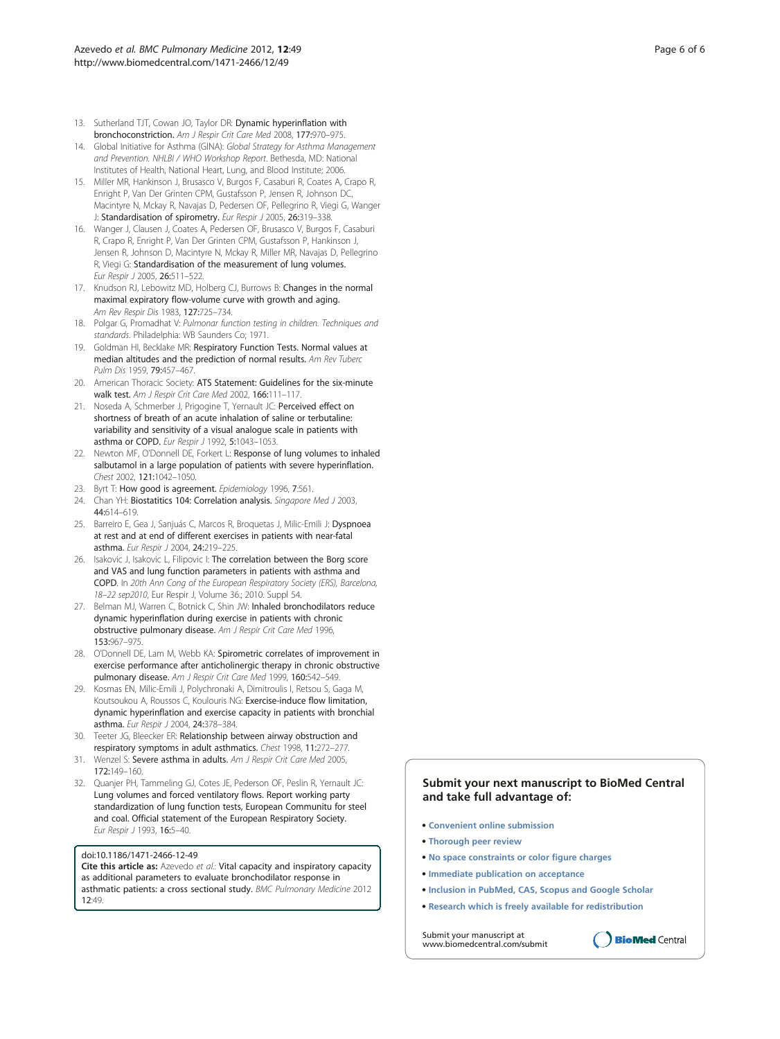13. Sutherland TJT, Cowan JO, Taylor DR: **Dynamic hyperinflation with bronchoconstriction.** *Am J Respir Crit Care Med* 2008, **177**:970–975.
14. Global Initiative for Asthma (GINA): *Global Strategy for Asthma Management and Prevention. NHLBI / WHO Workshop Report*. Bethesda, MD: National Institutes of Health, National Heart, Lung, and Blood Institute; 2006.
15. Miller MR, Hankinson J, Brusasco V, Burgos F, Casaburi R, Coates A, Crapo R, Enright P, Van Der Grinten CPM, Gustafsson P, Jensen R, Johnson DC, Macintyre N, Mckay R, Navajas D, Pedersen OF, Pellegrino R, Viegi G, Wanger J: **Standardisation of spirometry.** *Eur Respir J* 2005, **26**:319–338.
16. Wanger J, Clausen J, Coates A, Pedersen OF, Brusasco V, Burgos F, Casaburi R, Crapo R, Enright P, Van Der Grinten CPM, Gustafsson P, Hankinson J, Jensen R, Johnson D, Macintyre N, Mckay R, Miller MR, Navajas D, Pellegrino R, Viegi G: **Standardisation of the measurement of lung volumes.** *Eur Respir J* 2005, **26**:511–522.
17. Knudson RJ, Lebowitz MD, Holberg CJ, Burrows B: **Changes in the normal maximal expiratory flow-volume curve with growth and aging.** *Am Rev Respir Dis* 1983, **127**:725–734.
18. Polgar G, Promadhat V: *Pulmonar function testing in children. Techniques and standards*. Philadelphia: WB Saunders Co; 1971.
19. Goldman HI, Becklake MR: **Respiratory Function Tests. Normal values at median altitudes and the prediction of normal results.** *Am Rev Tuberc Pulm Dis* 1959, **79**:457–467.
20. American Thoracic Society: **ATS Statement: Guidelines for the six-minute walk test.** *Am J Respir Crit Care Med* 2002, **166**:111–117.
21. Noseda A, Schmerber J, Prigogine T, Yernault JC: **Perceived effect on shortness of breath of an acute inhalation of saline or terbutaline: variability and sensitivity of a visual analogue scale in patients with asthma or COPD.** *Eur Respir J* 1992, **5**:1043–1053.
22. Newton MF, O'Donnell DE, Forkert L: **Response of lung volumes to inhaled salbutamol in a large population of patients with severe hyperinflation.** *Chest* 2002, **121**:1042–1050.
23. Byrt T: **How good is agreement.** *Epidemiology* 1996, **7**:561.
24. Chan YH: **Biostatitics 104: Correlation analysis.** *Singapore Med J* 2003, **44**:614–619.
25. Barreiro E, Gea J, Sanjuás C, Marcos R, Broquetas J, Milic-Emili J: **Dyspnoea at rest and at end of different exercises in patients with near-fatal asthma.** *Eur Respir J* 2004, **24**:219–225.
26. Isakovic J, Isakovic L, Filipovic I: **The correlation between the Borg score and VAS and lung function parameters in patients with asthma and COPD.** In *20th Ann Cong of the European Respiratory Society (ERS), Barcelona, 18–22 sep2010*, Eur Respir J, Volume 36.; 2010. Suppl 54.
27. Belman MJ, Warren C, Botnick C, Shin JW: **Inhaled bronchodilators reduce dynamic hyperinflation during exercise in patients with chronic obstructive pulmonary disease.** *Am J Respir Crit Care Med* 1996, **153**:967–975.
28. O'Donnell DE, Lam M, Webb KA: **Spirometric correlates of improvement in exercise performance after anticholinergic therapy in chronic obstructive pulmonary disease.** *Am J Respir Crit Care Med* 1999, **160**:542–549.
29. Kosmas EN, Milic-Emili J, Polychronaki A, Dimitroulis I, Retsou S, Gaga M, Koutsoukou A, Roussos C, Koulouris NG: **Exercise-induce flow limitation, dynamic hyperinflation and exercise capacity in patients with bronchial asthma.** *Eur Respir J* 2004, **24**:378–384.
30. Teeter JG, Bleecker ER: **Relationship between airway obstruction and respiratory symptoms in adult asthmatics.** *Chest* 1998, **11**:272–277.
31. Wenzel S: **Severe asthma in adults.** *Am J Respir Crit Care Med* 2005, **172**:149–160.
32. Quanjer PH, Tammeling GJ, Cotes JE, Pederson OF, Peslin R, Yernault JC: **Lung volumes and forced ventilatory flows. Report working party standardization of lung function tests, European Communitu for steel and coal. Official statement of the European Respiratory Society.** *Eur Respir J* 1993, **16**:5–40.

doi:10.1186/1471-2466-12-49

**Cite this article as:** Azevedo *et al.*: Vital capacity and inspiratory capacity as additional parameters to evaluate bronchodilator response in asthmatic patients: a cross sectional study. *BMC Pulmonary Medicine* 2012 **12**:49.

**Submit your next manuscript to BioMed Central and take full advantage of:**

- Convenient online submission
- Thorough peer review
- No space constraints or color figure charges
- Immediate publication on acceptance
- Inclusion in PubMed, CAS, Scopus and Google Scholar
- Research which is freely available for redistribution

Submit your manuscript at www.biomedcentral.com/submit

BioMed Central